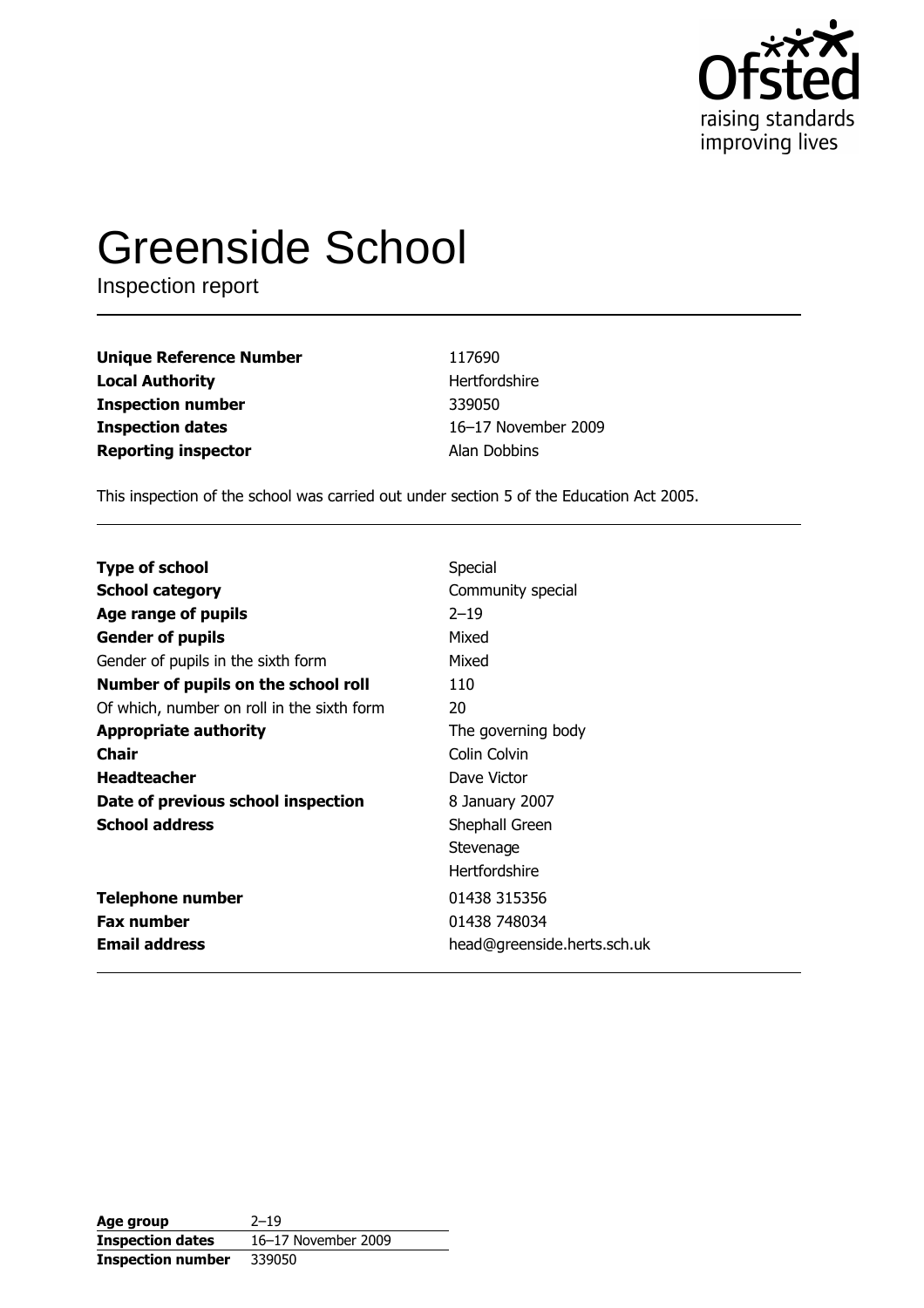# Greenside School

Inspection report

| | |
|---|---|
| **Unique Reference Number** | 117690 |
| **Local Authority** | Hertfordshire |
| **Inspection number** | 339050 |
| **Inspection dates** | 16–17 November 2009 |
| **Reporting inspector** | Alan Dobbins |

This inspection of the school was carried out under section 5 of the Education Act 2005.

| | |
|---|---|
| **Type of school** | Special |
| **School category** | Community special |
| **Age range of pupils** | 2–19 |
| **Gender of pupils** | Mixed |
| Gender of pupils in the sixth form | Mixed |
| **Number of pupils on the school roll** | 110 |
| Of which, number on roll in the sixth form | 20 |
| **Appropriate authority** | The governing body |
| **Chair** | Colin Colvin |
| **Headteacher** | Dave Victor |
| **Date of previous school inspection** | 8 January 2007 |
| **School address** | Shephall Green<br>Stevenage<br>Hertfordshire |
| **Telephone number** | 01438 315356 |
| **Fax number** | 01438 748034 |
| **Email address** | head@greenside.herts.sch.uk |

| | |
|---|---|
| **Age group** | 2–19 |
| **Inspection dates** | 16–17 November 2009 |
| **Inspection number** | 339050 |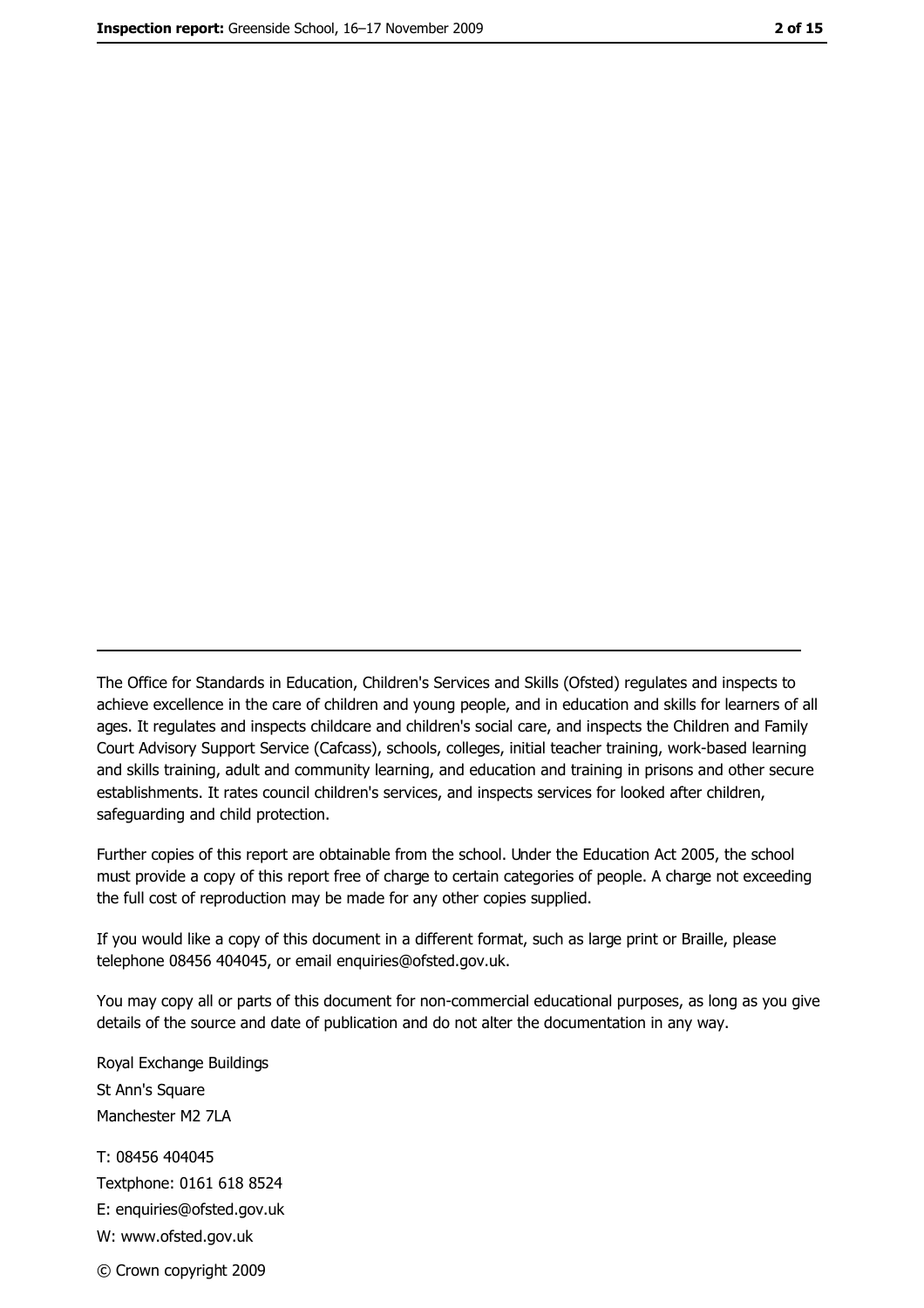The Office for Standards in Education, Children's Services and Skills (Ofsted) regulates and inspects to achieve excellence in the care of children and young people, and in education and skills for learners of all ages. It regulates and inspects childcare and children's social care, and inspects the Children and Family Court Advisory Support Service (Cafcass), schools, colleges, initial teacher training, work-based learning and skills training, adult and community learning, and education and training in prisons and other secure establishments. It rates council children's services, and inspects services for looked after children, safeguarding and child protection.

Further copies of this report are obtainable from the school. Under the Education Act 2005, the school must provide a copy of this report free of charge to certain categories of people. A charge not exceeding the full cost of reproduction may be made for any other copies supplied.

If you would like a copy of this document in a different format, such as large print or Braille, please telephone 08456 404045, or email enquiries@ofsted.gov.uk.

You may copy all or parts of this document for non-commercial educational purposes, as long as you give details of the source and date of publication and do not alter the documentation in any way.

Royal Exchange Buildings
St Ann's Square
Manchester M2 7LA

T: 08456 404045
Textphone: 0161 618 8524
E: enquiries@ofsted.gov.uk
W: www.ofsted.gov.uk

© Crown copyright 2009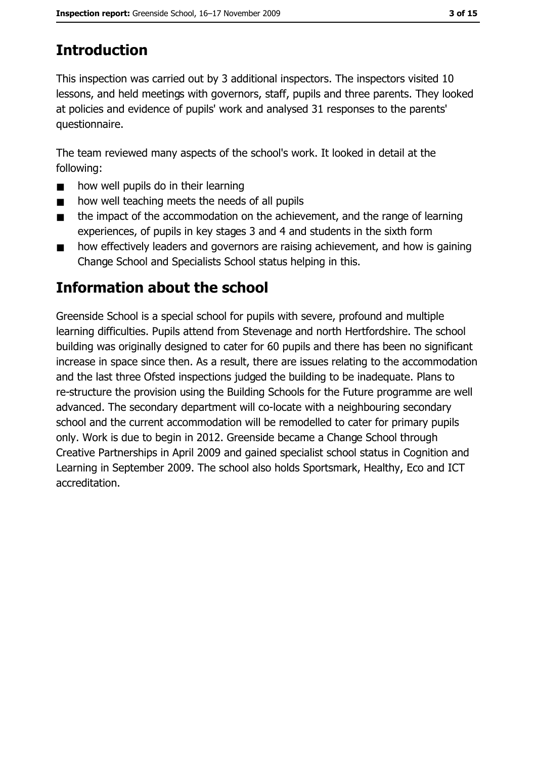# Introduction

This inspection was carried out by 3 additional inspectors. The inspectors visited 10 lessons, and held meetings with governors, staff, pupils and three parents. They looked at policies and evidence of pupils' work and analysed 31 responses to the parents' questionnaire.

The team reviewed many aspects of the school's work. It looked in detail at the following:

- how well pupils do in their learning
- how well teaching meets the needs of all pupils
- the impact of the accommodation on the achievement, and the range of learning experiences, of pupils in key stages 3 and 4 and students in the sixth form
- how effectively leaders and governors are raising achievement, and how is gaining Change School and Specialists School status helping in this.

# Information about the school

Greenside School is a special school for pupils with severe, profound and multiple learning difficulties. Pupils attend from Stevenage and north Hertfordshire. The school building was originally designed to cater for 60 pupils and there has been no significant increase in space since then. As a result, there are issues relating to the accommodation and the last three Ofsted inspections judged the building to be inadequate. Plans to re-structure the provision using the Building Schools for the Future programme are well advanced. The secondary department will co-locate with a neighbouring secondary school and the current accommodation will be remodelled to cater for primary pupils only. Work is due to begin in 2012. Greenside became a Change School through Creative Partnerships in April 2009 and gained specialist school status in Cognition and Learning in September 2009. The school also holds Sportsmark, Healthy, Eco and ICT accreditation.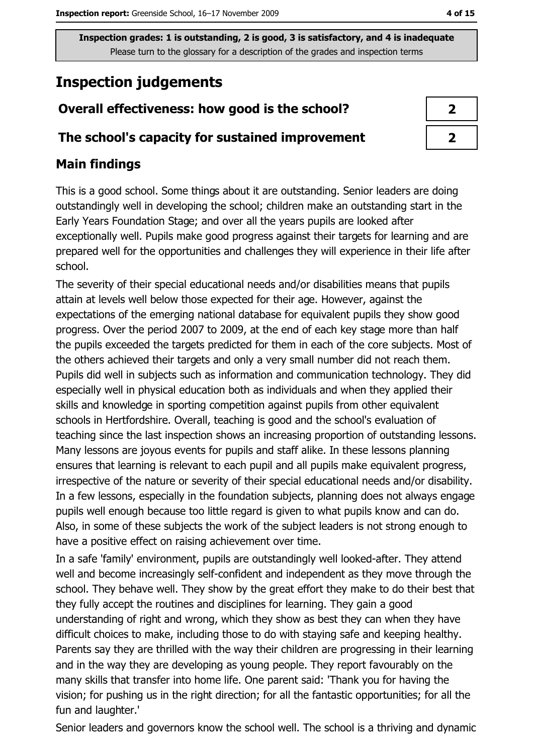**Inspection grades: 1 is outstanding, 2 is good, 3 is satisfactory, and 4 is inadequate**
Please turn to the glossary for a description of the grades and inspection terms

# Inspection judgements

| | |
|---|---|
| **Overall effectiveness: how good is the school?** | **2** |
| **The school's capacity for sustained improvement** | **2** |

## Main findings

This is a good school. Some things about it are outstanding. Senior leaders are doing outstandingly well in developing the school; children make an outstanding start in the Early Years Foundation Stage; and over all the years pupils are looked after exceptionally well. Pupils make good progress against their targets for learning and are prepared well for the opportunities and challenges they will experience in their life after school.

The severity of their special educational needs and/or disabilities means that pupils attain at levels well below those expected for their age. However, against the expectations of the emerging national database for equivalent pupils they show good progress. Over the period 2007 to 2009, at the end of each key stage more than half the pupils exceeded the targets predicted for them in each of the core subjects. Most of the others achieved their targets and only a very small number did not reach them. Pupils did well in subjects such as information and communication technology. They did especially well in physical education both as individuals and when they applied their skills and knowledge in sporting competition against pupils from other equivalent schools in Hertfordshire. Overall, teaching is good and the school's evaluation of teaching since the last inspection shows an increasing proportion of outstanding lessons. Many lessons are joyous events for pupils and staff alike. In these lessons planning ensures that learning is relevant to each pupil and all pupils make equivalent progress, irrespective of the nature or severity of their special educational needs and/or disability. In a few lessons, especially in the foundation subjects, planning does not always engage pupils well enough because too little regard is given to what pupils know and can do. Also, in some of these subjects the work of the subject leaders is not strong enough to have a positive effect on raising achievement over time.

In a safe 'family' environment, pupils are outstandingly well looked-after. They attend well and become increasingly self-confident and independent as they move through the school. They behave well. They show by the great effort they make to do their best that they fully accept the routines and disciplines for learning. They gain a good understanding of right and wrong, which they show as best they can when they have difficult choices to make, including those to do with staying safe and keeping healthy. Parents say they are thrilled with the way their children are progressing in their learning and in the way they are developing as young people. They report favourably on the many skills that transfer into home life. One parent said: 'Thank you for having the vision; for pushing us in the right direction; for all the fantastic opportunities; for all the fun and laughter.'

Senior leaders and governors know the school well. The school is a thriving and dynamic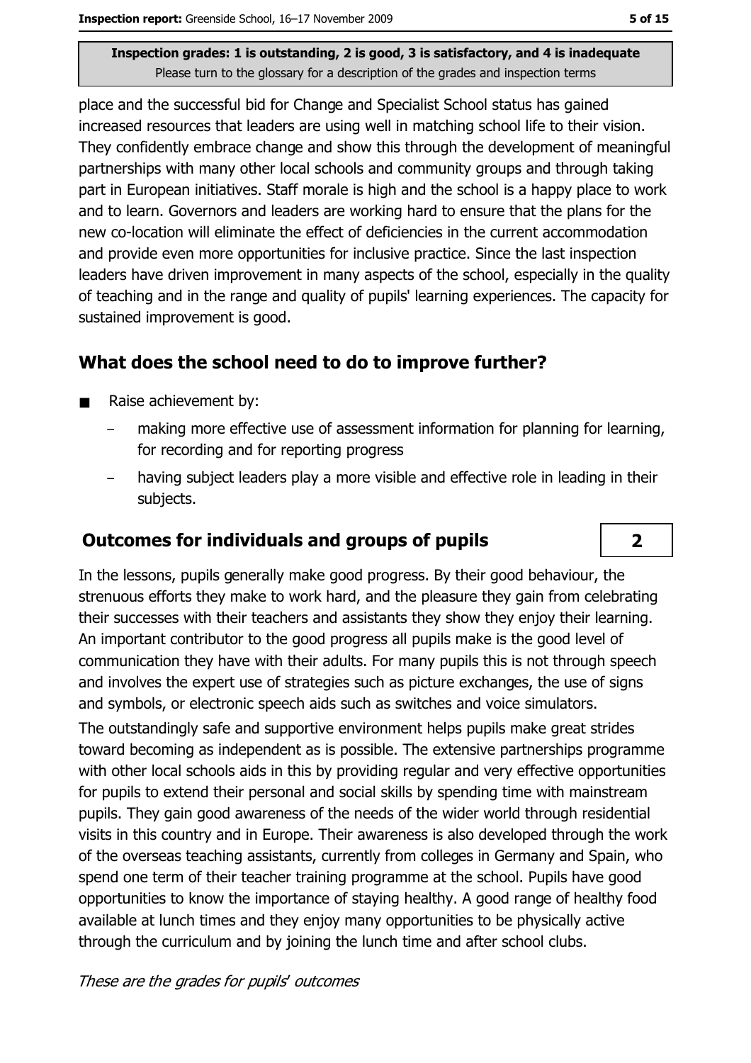place and the successful bid for Change and Specialist School status has gained increased resources that leaders are using well in matching school life to their vision. They confidently embrace change and show this through the development of meaningful partnerships with many other local schools and community groups and through taking part in European initiatives. Staff morale is high and the school is a happy place to work and to learn. Governors and leaders are working hard to ensure that the plans for the new co-location will eliminate the effect of deficiencies in the current accommodation and provide even more opportunities for inclusive practice. Since the last inspection leaders have driven improvement in many aspects of the school, especially in the quality of teaching and in the range and quality of pupils' learning experiences. The capacity for sustained improvement is good.

## What does the school need to do to improve further?

- Raise achievement by:
  - making more effective use of assessment information for planning for learning, for recording and for reporting progress
  - having subject leaders play a more visible and effective role in leading in their subjects.

## Outcomes for individuals and groups of pupils

**2**

In the lessons, pupils generally make good progress. By their good behaviour, the strenuous efforts they make to work hard, and the pleasure they gain from celebrating their successes with their teachers and assistants they show they enjoy their learning. An important contributor to the good progress all pupils make is the good level of communication they have with their adults. For many pupils this is not through speech and involves the expert use of strategies such as picture exchanges, the use of signs and symbols, or electronic speech aids such as switches and voice simulators.

The outstandingly safe and supportive environment helps pupils make great strides toward becoming as independent as is possible. The extensive partnerships programme with other local schools aids in this by providing regular and very effective opportunities for pupils to extend their personal and social skills by spending time with mainstream pupils. They gain good awareness of the needs of the wider world through residential visits in this country and in Europe. Their awareness is also developed through the work of the overseas teaching assistants, currently from colleges in Germany and Spain, who spend one term of their teacher training programme at the school. Pupils have good opportunities to know the importance of staying healthy. A good range of healthy food available at lunch times and they enjoy many opportunities to be physically active through the curriculum and by joining the lunch time and after school clubs.

*These are the grades for pupils' outcomes*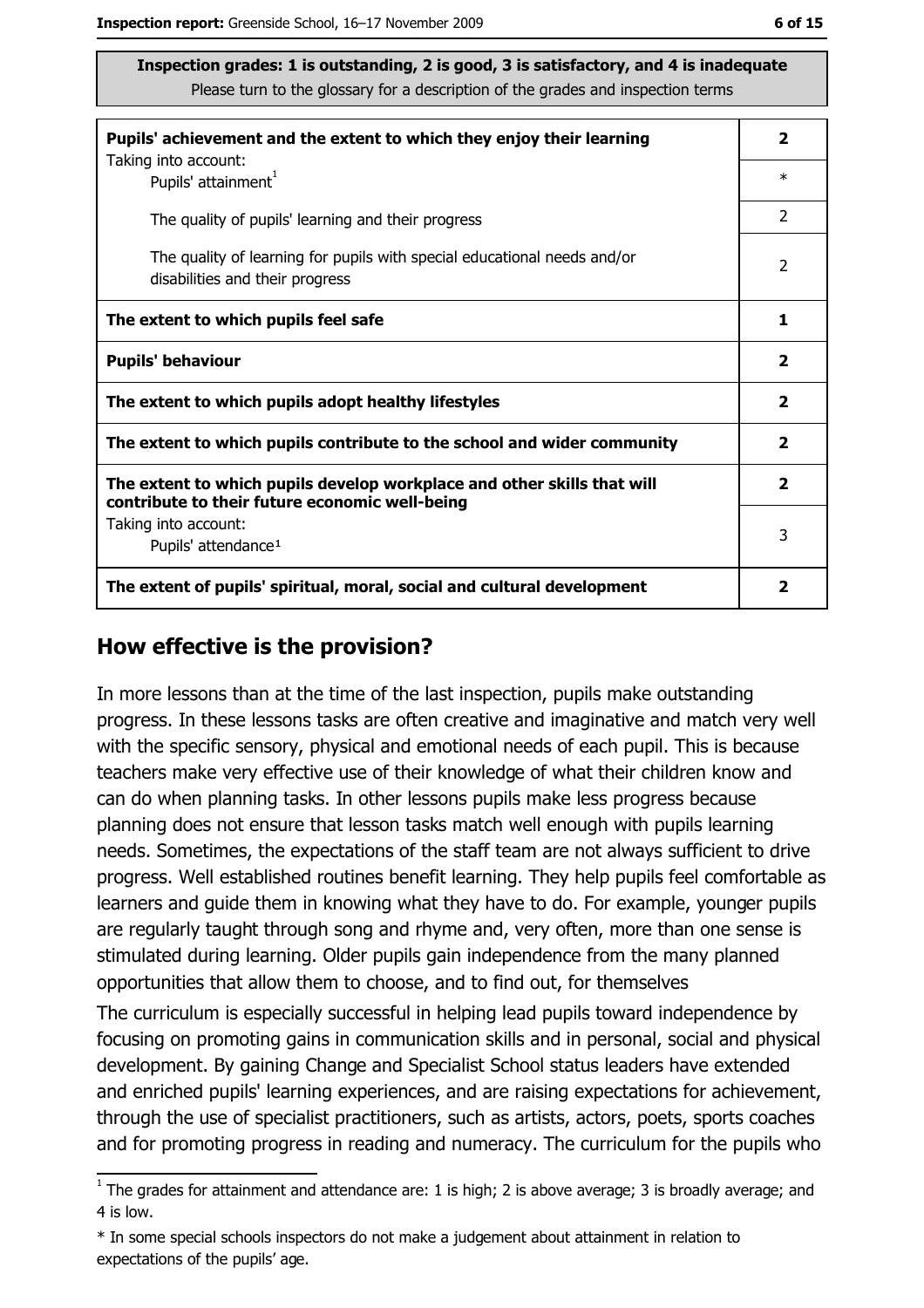**Inspection grades: 1 is outstanding, 2 is good, 3 is satisfactory, and 4 is inadequate**
Please turn to the glossary for a description of the grades and inspection terms

| | |
|---|---|
| **Pupils' achievement and the extent to which they enjoy their learning** | **2** |
| Taking into account: Pupils' attainment[1] | * |
| The quality of pupils' learning and their progress | 2 |
| The quality of learning for pupils with special educational needs and/or disabilities and their progress | 2 |
| **The extent to which pupils feel safe** | **1** |
| **Pupils' behaviour** | **2** |
| **The extent to which pupils adopt healthy lifestyles** | **2** |
| **The extent to which pupils contribute to the school and wider community** | **2** |
| **The extent to which pupils develop workplace and other skills that will contribute to their future economic well-being** | **2** |
| Taking into account: Pupils' attendance[1] | 3 |
| **The extent of pupils' spiritual, moral, social and cultural development** | **2** |

## How effective is the provision?

In more lessons than at the time of the last inspection, pupils make outstanding progress. In these lessons tasks are often creative and imaginative and match very well with the specific sensory, physical and emotional needs of each pupil. This is because teachers make very effective use of their knowledge of what their children know and can do when planning tasks. In other lessons pupils make less progress because planning does not ensure that lesson tasks match well enough with pupils learning needs. Sometimes, the expectations of the staff team are not always sufficient to drive progress. Well established routines benefit learning. They help pupils feel comfortable as learners and guide them in knowing what they have to do. For example, younger pupils are regularly taught through song and rhyme and, very often, more than one sense is stimulated during learning. Older pupils gain independence from the many planned opportunities that allow them to choose, and to find out, for themselves

The curriculum is especially successful in helping lead pupils toward independence by focusing on promoting gains in communication skills and in personal, social and physical development. By gaining Change and Specialist School status leaders have extended and enriched pupils' learning experiences, and are raising expectations for achievement, through the use of specialist practitioners, such as artists, actors, poets, sports coaches and for promoting progress in reading and numeracy. The curriculum for the pupils who

---

[1] The grades for attainment and attendance are: 1 is high; 2 is above average; 3 is broadly average; and 4 is low.

* In some special schools inspectors do not make a judgement about attainment in relation to expectations of the pupils' age.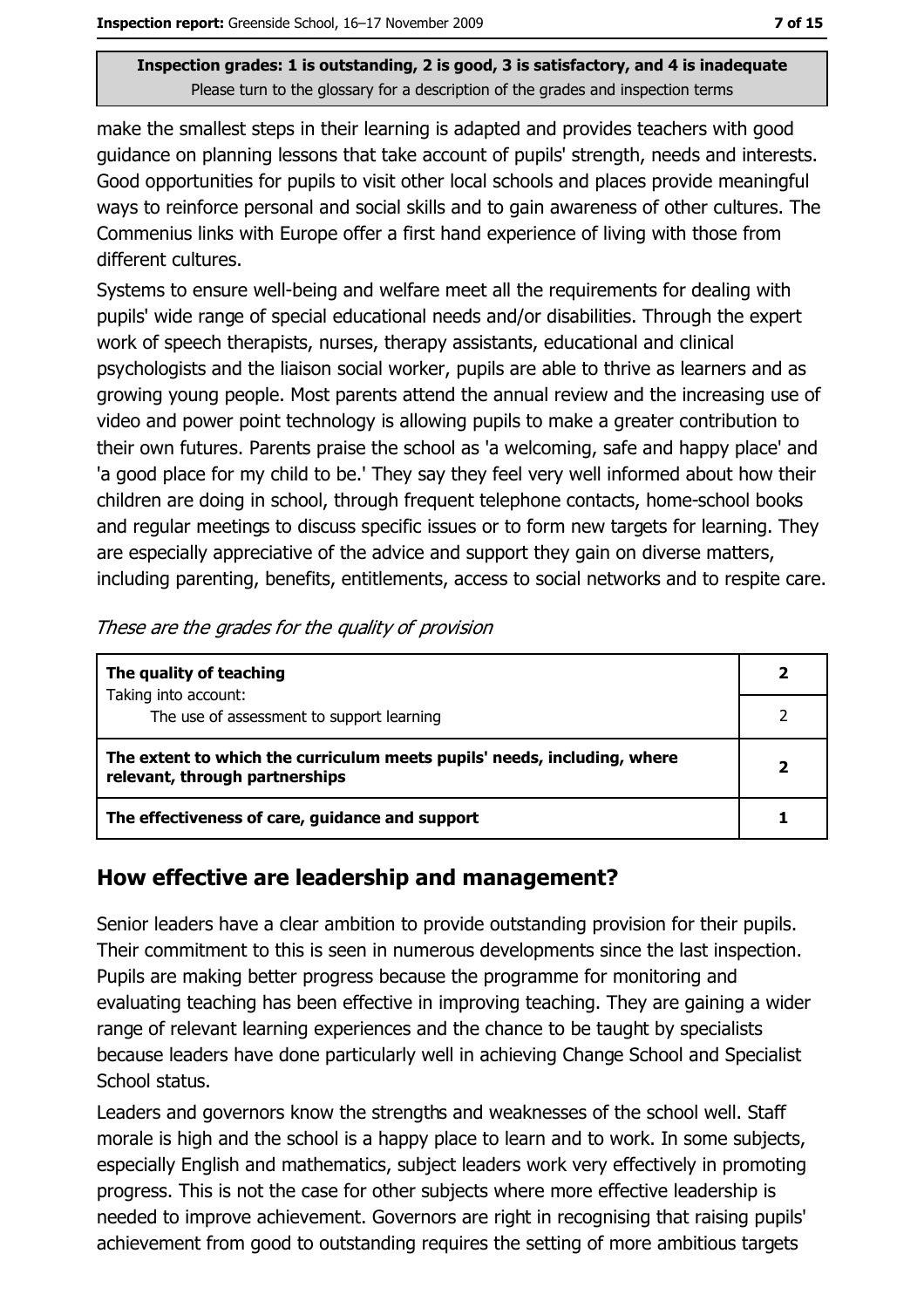**Inspection grades: 1 is outstanding, 2 is good, 3 is satisfactory, and 4 is inadequate**
Please turn to the glossary for a description of the grades and inspection terms

make the smallest steps in their learning is adapted and provides teachers with good guidance on planning lessons that take account of pupils' strength, needs and interests. Good opportunities for pupils to visit other local schools and places provide meaningful ways to reinforce personal and social skills and to gain awareness of other cultures. The Commenius links with Europe offer a first hand experience of living with those from different cultures.

Systems to ensure well-being and welfare meet all the requirements for dealing with pupils' wide range of special educational needs and/or disabilities. Through the expert work of speech therapists, nurses, therapy assistants, educational and clinical psychologists and the liaison social worker, pupils are able to thrive as learners and as growing young people. Most parents attend the annual review and the increasing use of video and power point technology is allowing pupils to make a greater contribution to their own futures. Parents praise the school as 'a welcoming, safe and happy place' and 'a good place for my child to be.' They say they feel very well informed about how their children are doing in school, through frequent telephone contacts, home-school books and regular meetings to discuss specific issues or to form new targets for learning. They are especially appreciative of the advice and support they gain on diverse matters, including parenting, benefits, entitlements, access to social networks and to respite care.

*These are the grades for the quality of provision*

| | |
|---|---|
| **The quality of teaching**<br>Taking into account: | **2** |
| The use of assessment to support learning | 2 |
| **The extent to which the curriculum meets pupils' needs, including, where relevant, through partnerships** | **2** |
| **The effectiveness of care, guidance and support** | **1** |

## How effective are leadership and management?

Senior leaders have a clear ambition to provide outstanding provision for their pupils. Their commitment to this is seen in numerous developments since the last inspection. Pupils are making better progress because the programme for monitoring and evaluating teaching has been effective in improving teaching. They are gaining a wider range of relevant learning experiences and the chance to be taught by specialists because leaders have done particularly well in achieving Change School and Specialist School status.

Leaders and governors know the strengths and weaknesses of the school well. Staff morale is high and the school is a happy place to learn and to work. In some subjects, especially English and mathematics, subject leaders work very effectively in promoting progress. This is not the case for other subjects where more effective leadership is needed to improve achievement. Governors are right in recognising that raising pupils' achievement from good to outstanding requires the setting of more ambitious targets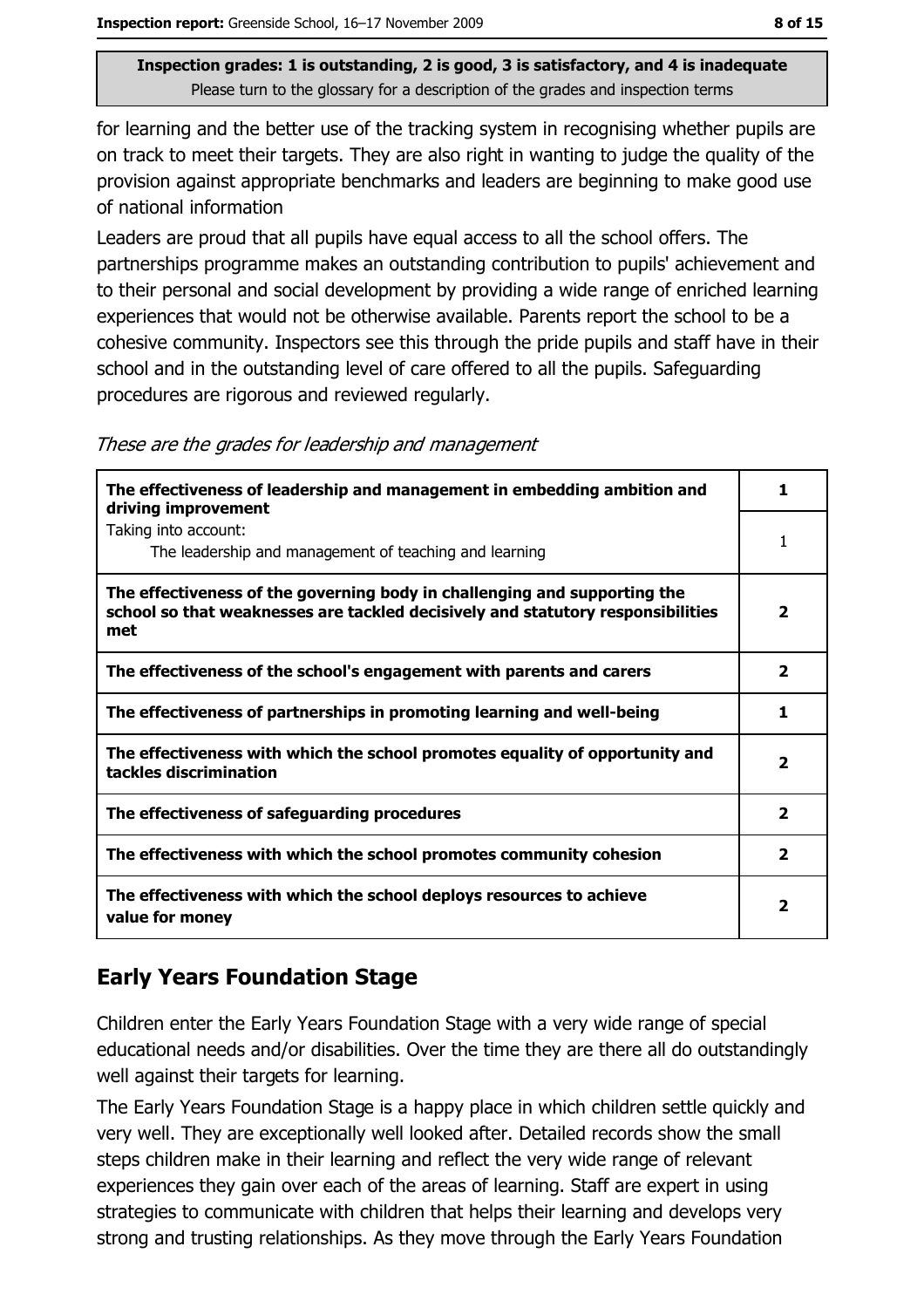**Inspection grades: 1 is outstanding, 2 is good, 3 is satisfactory, and 4 is inadequate**
Please turn to the glossary for a description of the grades and inspection terms

for learning and the better use of the tracking system in recognising whether pupils are on track to meet their targets. They are also right in wanting to judge the quality of the provision against appropriate benchmarks and leaders are beginning to make good use of national information

Leaders are proud that all pupils have equal access to all the school offers. The partnerships programme makes an outstanding contribution to pupils' achievement and to their personal and social development by providing a wide range of enriched learning experiences that would not be otherwise available. Parents report the school to be a cohesive community. Inspectors see this through the pride pupils and staff have in their school and in the outstanding level of care offered to all the pupils. Safeguarding procedures are rigorous and reviewed regularly.

*These are the grades for leadership and management*

| | |
|---|---|
| **The effectiveness of leadership and management in embedding ambition and driving improvement** | **1** |
| Taking into account:<br>The leadership and management of teaching and learning | 1 |
| **The effectiveness of the governing body in challenging and supporting the school so that weaknesses are tackled decisively and statutory responsibilities met** | **2** |
| **The effectiveness of the school's engagement with parents and carers** | **2** |
| **The effectiveness of partnerships in promoting learning and well-being** | **1** |
| **The effectiveness with which the school promotes equality of opportunity and tackles discrimination** | **2** |
| **The effectiveness of safeguarding procedures** | **2** |
| **The effectiveness with which the school promotes community cohesion** | **2** |
| **The effectiveness with which the school deploys resources to achieve value for money** | **2** |

## Early Years Foundation Stage

Children enter the Early Years Foundation Stage with a very wide range of special educational needs and/or disabilities. Over the time they are there all do outstandingly well against their targets for learning.

The Early Years Foundation Stage is a happy place in which children settle quickly and very well. They are exceptionally well looked after. Detailed records show the small steps children make in their learning and reflect the very wide range of relevant experiences they gain over each of the areas of learning. Staff are expert in using strategies to communicate with children that helps their learning and develops very strong and trusting relationships. As they move through the Early Years Foundation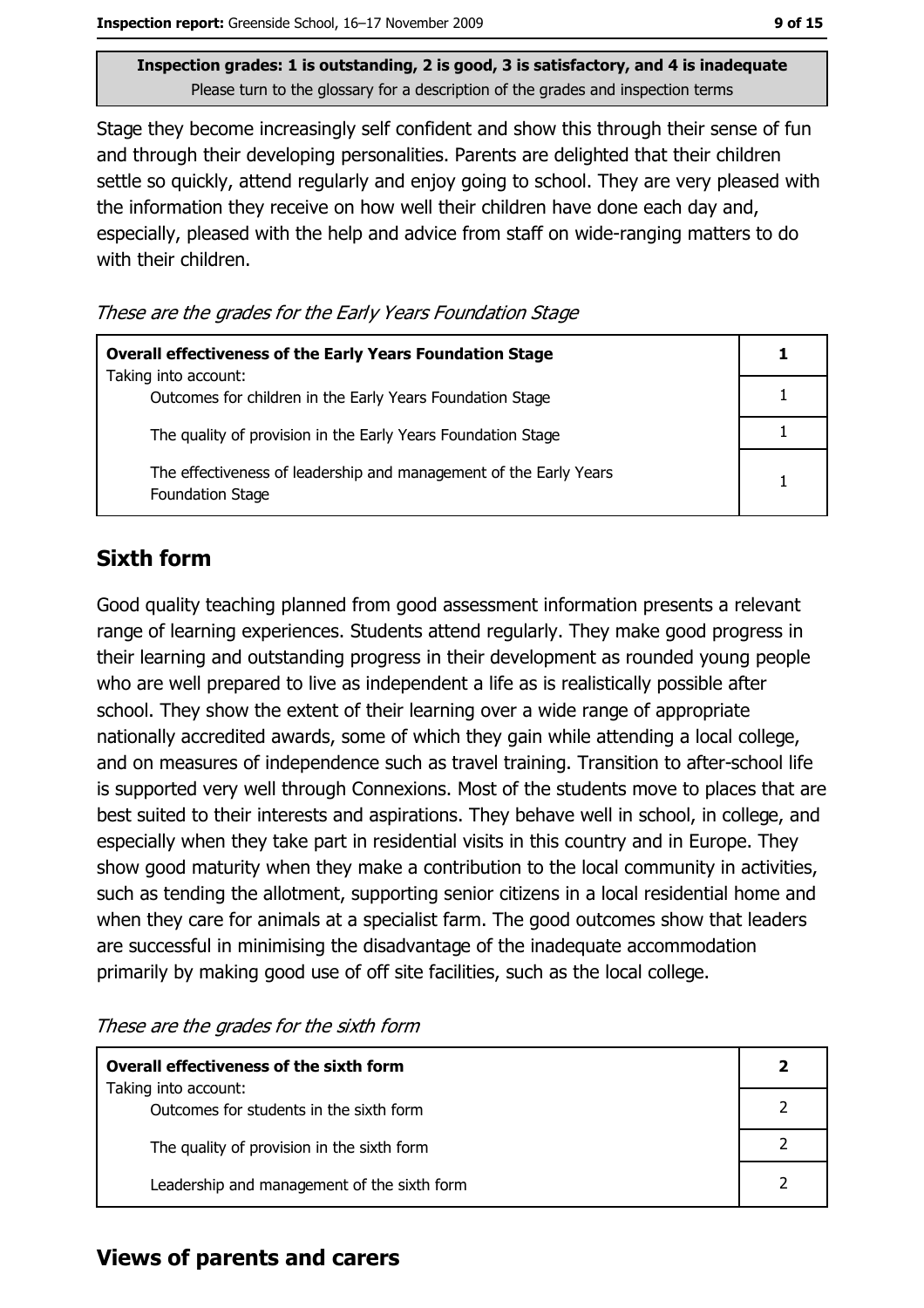**Inspection grades: 1 is outstanding, 2 is good, 3 is satisfactory, and 4 is inadequate**
Please turn to the glossary for a description of the grades and inspection terms

Stage they become increasingly self confident and show this through their sense of fun and through their developing personalities. Parents are delighted that their children settle so quickly, attend regularly and enjoy going to school. They are very pleased with the information they receive on how well their children have done each day and, especially, pleased with the help and advice from staff on wide-ranging matters to do with their children.

*These are the grades for the Early Years Foundation Stage*

| **Overall effectiveness of the Early Years Foundation Stage**<br>Taking into account: | **1** |
|---|---|
| Outcomes for children in the Early Years Foundation Stage | 1 |
| The quality of provision in the Early Years Foundation Stage | 1 |
| The effectiveness of leadership and management of the Early Years Foundation Stage | 1 |

## Sixth form

Good quality teaching planned from good assessment information presents a relevant range of learning experiences. Students attend regularly. They make good progress in their learning and outstanding progress in their development as rounded young people who are well prepared to live as independent a life as is realistically possible after school. They show the extent of their learning over a wide range of appropriate nationally accredited awards, some of which they gain while attending a local college, and on measures of independence such as travel training. Transition to after-school life is supported very well through Connexions. Most of the students move to places that are best suited to their interests and aspirations. They behave well in school, in college, and especially when they take part in residential visits in this country and in Europe. They show good maturity when they make a contribution to the local community in activities, such as tending the allotment, supporting senior citizens in a local residential home and when they care for animals at a specialist farm. The good outcomes show that leaders are successful in minimising the disadvantage of the inadequate accommodation primarily by making good use of off site facilities, such as the local college.

*These are the grades for the sixth form*

| **Overall effectiveness of the sixth form**<br>Taking into account: | **2** |
|---|---|
| Outcomes for students in the sixth form | 2 |
| The quality of provision in the sixth form | 2 |
| Leadership and management of the sixth form | 2 |

## Views of parents and carers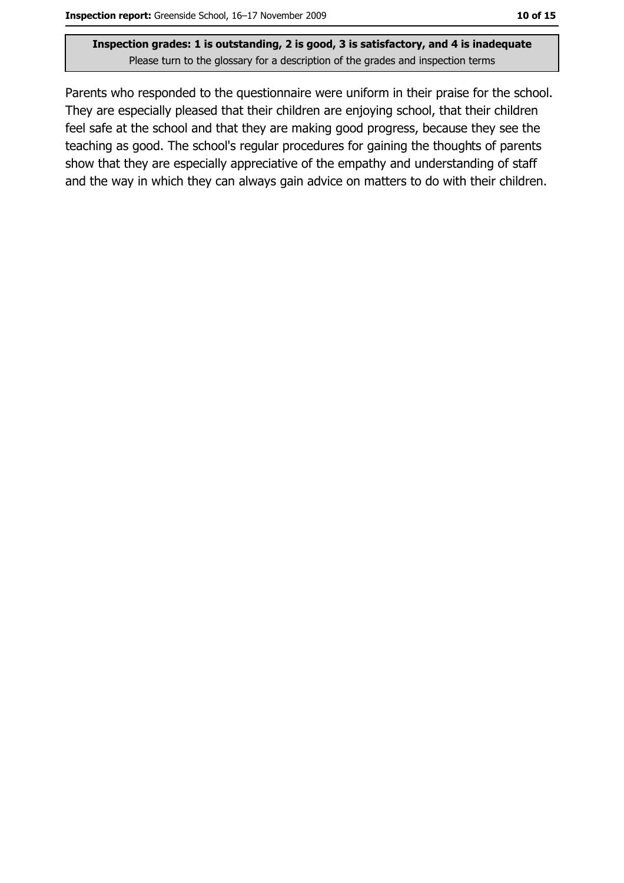Parents who responded to the questionnaire were uniform in their praise for the school. They are especially pleased that their children are enjoying school, that their children feel safe at the school and that they are making good progress, because they see the teaching as good. The school's regular procedures for gaining the thoughts of parents show that they are especially appreciative of the empathy and understanding of staff and the way in which they can always gain advice on matters to do with their children.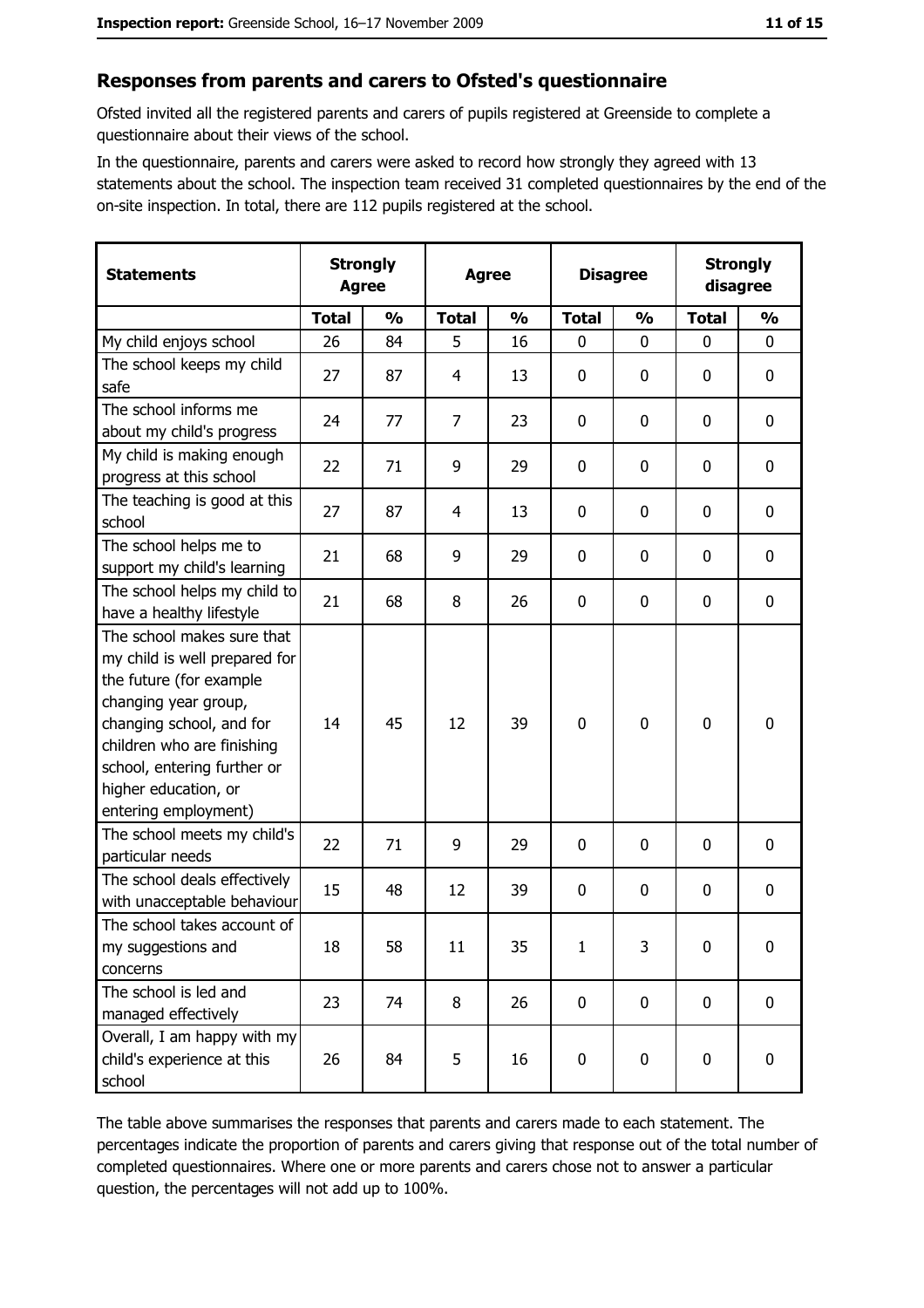## Responses from parents and carers to Ofsted's questionnaire

Ofsted invited all the registered parents and carers of pupils registered at Greenside to complete a questionnaire about their views of the school.

In the questionnaire, parents and carers were asked to record how strongly they agreed with 13 statements about the school. The inspection team received 31 completed questionnaires by the end of the on-site inspection. In total, there are 112 pupils registered at the school.

| Statements | Strongly Agree | | Agree | | Disagree | | Strongly disagree | |
|---|---|---|---|---|---|---|---|---|
| | **Total** | **%** | **Total** | **%** | **Total** | **%** | **Total** | **%** |
| My child enjoys school | 26 | 84 | 5 | 16 | 0 | 0 | 0 | 0 |
| The school keeps my child safe | 27 | 87 | 4 | 13 | 0 | 0 | 0 | 0 |
| The school informs me about my child's progress | 24 | 77 | 7 | 23 | 0 | 0 | 0 | 0 |
| My child is making enough progress at this school | 22 | 71 | 9 | 29 | 0 | 0 | 0 | 0 |
| The teaching is good at this school | 27 | 87 | 4 | 13 | 0 | 0 | 0 | 0 |
| The school helps me to support my child's learning | 21 | 68 | 9 | 29 | 0 | 0 | 0 | 0 |
| The school helps my child to have a healthy lifestyle | 21 | 68 | 8 | 26 | 0 | 0 | 0 | 0 |
| The school makes sure that my child is well prepared for the future (for example changing year group, changing school, and for children who are finishing school, entering further or higher education, or entering employment) | 14 | 45 | 12 | 39 | 0 | 0 | 0 | 0 |
| The school meets my child's particular needs | 22 | 71 | 9 | 29 | 0 | 0 | 0 | 0 |
| The school deals effectively with unacceptable behaviour | 15 | 48 | 12 | 39 | 0 | 0 | 0 | 0 |
| The school takes account of my suggestions and concerns | 18 | 58 | 11 | 35 | 1 | 3 | 0 | 0 |
| The school is led and managed effectively | 23 | 74 | 8 | 26 | 0 | 0 | 0 | 0 |
| Overall, I am happy with my child's experience at this school | 26 | 84 | 5 | 16 | 0 | 0 | 0 | 0 |

The table above summarises the responses that parents and carers made to each statement. The percentages indicate the proportion of parents and carers giving that response out of the total number of completed questionnaires. Where one or more parents and carers chose not to answer a particular question, the percentages will not add up to 100%.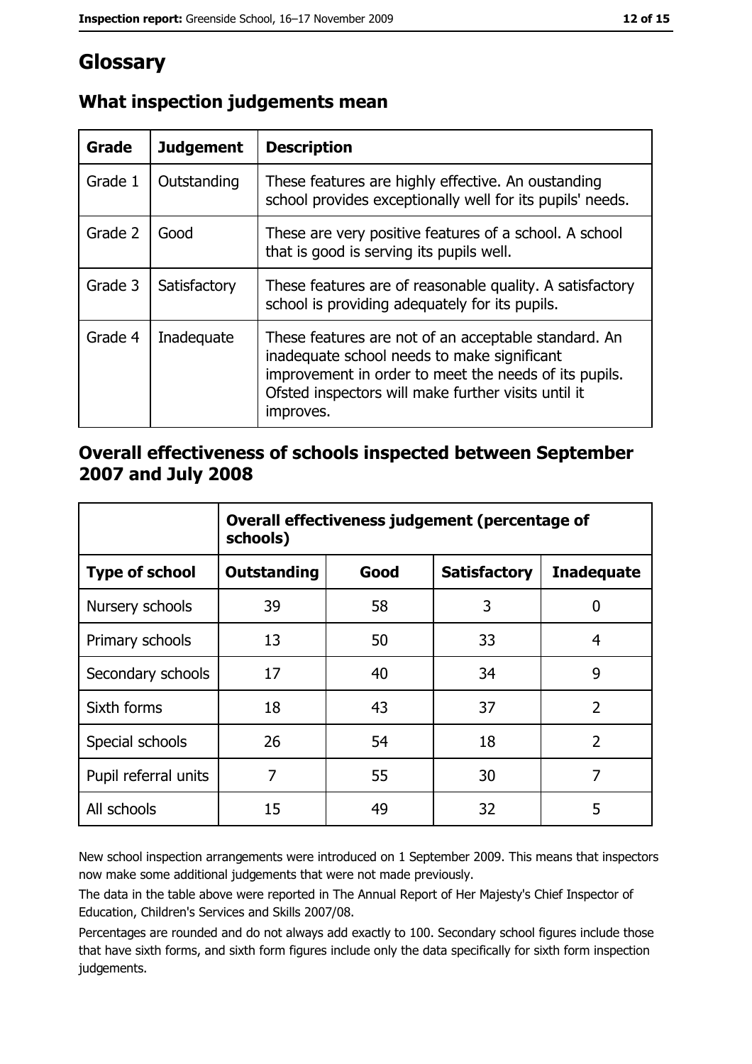# Glossary

## What inspection judgements mean

| Grade | Judgement | Description |
|---|---|---|
| Grade 1 | Outstanding | These features are highly effective. An oustanding school provides exceptionally well for its pupils' needs. |
| Grade 2 | Good | These are very positive features of a school. A school that is good is serving its pupils well. |
| Grade 3 | Satisfactory | These features are of reasonable quality. A satisfactory school is providing adequately for its pupils. |
| Grade 4 | Inadequate | These features are not of an acceptable standard. An inadequate school needs to make significant improvement in order to meet the needs of its pupils. Ofsted inspectors will make further visits until it improves. |

## Overall effectiveness of schools inspected between September 2007 and July 2008

| | Overall effectiveness judgement (percentage of schools) | | | |
|---|---|---|---|---|
| **Type of school** | **Outstanding** | **Good** | **Satisfactory** | **Inadequate** |
| Nursery schools | 39 | 58 | 3 | 0 |
| Primary schools | 13 | 50 | 33 | 4 |
| Secondary schools | 17 | 40 | 34 | 9 |
| Sixth forms | 18 | 43 | 37 | 2 |
| Special schools | 26 | 54 | 18 | 2 |
| Pupil referral units | 7 | 55 | 30 | 7 |
| All schools | 15 | 49 | 32 | 5 |

New school inspection arrangements were introduced on 1 September 2009. This means that inspectors now make some additional judgements that were not made previously.

The data in the table above were reported in The Annual Report of Her Majesty's Chief Inspector of Education, Children's Services and Skills 2007/08.

Percentages are rounded and do not always add exactly to 100. Secondary school figures include those that have sixth forms, and sixth form figures include only the data specifically for sixth form inspection judgements.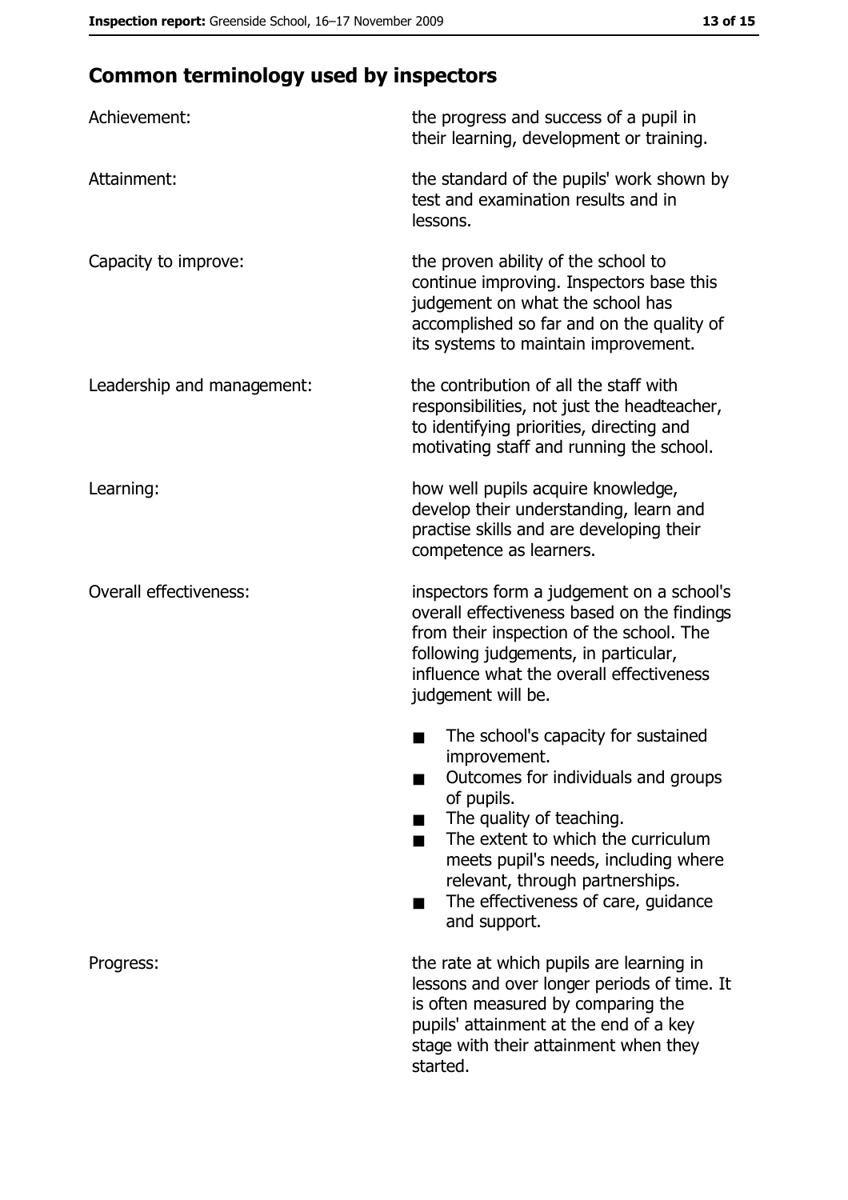## Common terminology used by inspectors

| | |
|---|---|
| Achievement: | the progress and success of a pupil in their learning, development or training. |
| Attainment: | the standard of the pupils' work shown by test and examination results and in lessons. |
| Capacity to improve: | the proven ability of the school to continue improving. Inspectors base this judgement on what the school has accomplished so far and on the quality of its systems to maintain improvement. |
| Leadership and management: | the contribution of all the staff with responsibilities, not just the headteacher, to identifying priorities, directing and motivating staff and running the school. |
| Learning: | how well pupils acquire knowledge, develop their understanding, learn and practise skills and are developing their competence as learners. |
| Overall effectiveness: | inspectors form a judgement on a school's overall effectiveness based on the findings from their inspection of the school. The following judgements, in particular, influence what the overall effectiveness judgement will be.<br>■ The school's capacity for sustained improvement.<br>■ Outcomes for individuals and groups of pupils.<br>■ The quality of teaching.<br>■ The extent to which the curriculum meets pupil's needs, including where relevant, through partnerships.<br>■ The effectiveness of care, guidance and support. |
| Progress: | the rate at which pupils are learning in lessons and over longer periods of time. It is often measured by comparing the pupils' attainment at the end of a key stage with their attainment when they started. |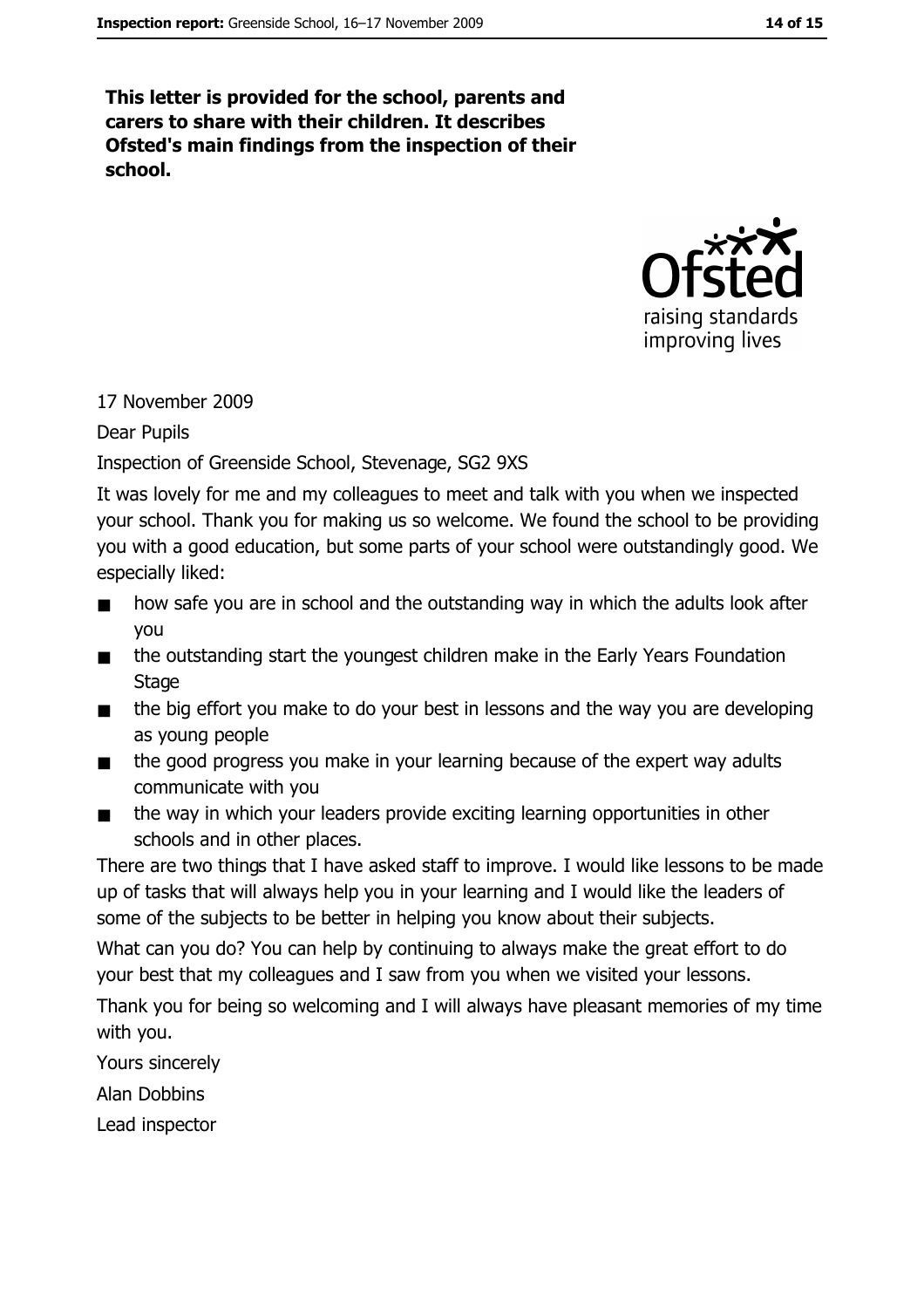**This letter is provided for the school, parents and carers to share with their children. It describes Ofsted's main findings from the inspection of their school.**

17 November 2009

Dear Pupils

Inspection of Greenside School, Stevenage, SG2 9XS

It was lovely for me and my colleagues to meet and talk with you when we inspected your school. Thank you for making us so welcome. We found the school to be providing you with a good education, but some parts of your school were outstandingly good. We especially liked:

- how safe you are in school and the outstanding way in which the adults look after you
- the outstanding start the youngest children make in the Early Years Foundation Stage
- the big effort you make to do your best in lessons and the way you are developing as young people
- the good progress you make in your learning because of the expert way adults communicate with you
- the way in which your leaders provide exciting learning opportunities in other schools and in other places.

There are two things that I have asked staff to improve. I would like lessons to be made up of tasks that will always help you in your learning and I would like the leaders of some of the subjects to be better in helping you know about their subjects.

What can you do? You can help by continuing to always make the great effort to do your best that my colleagues and I saw from you when we visited your lessons.

Thank you for being so welcoming and I will always have pleasant memories of my time with you.

Yours sincerely

Alan Dobbins

Lead inspector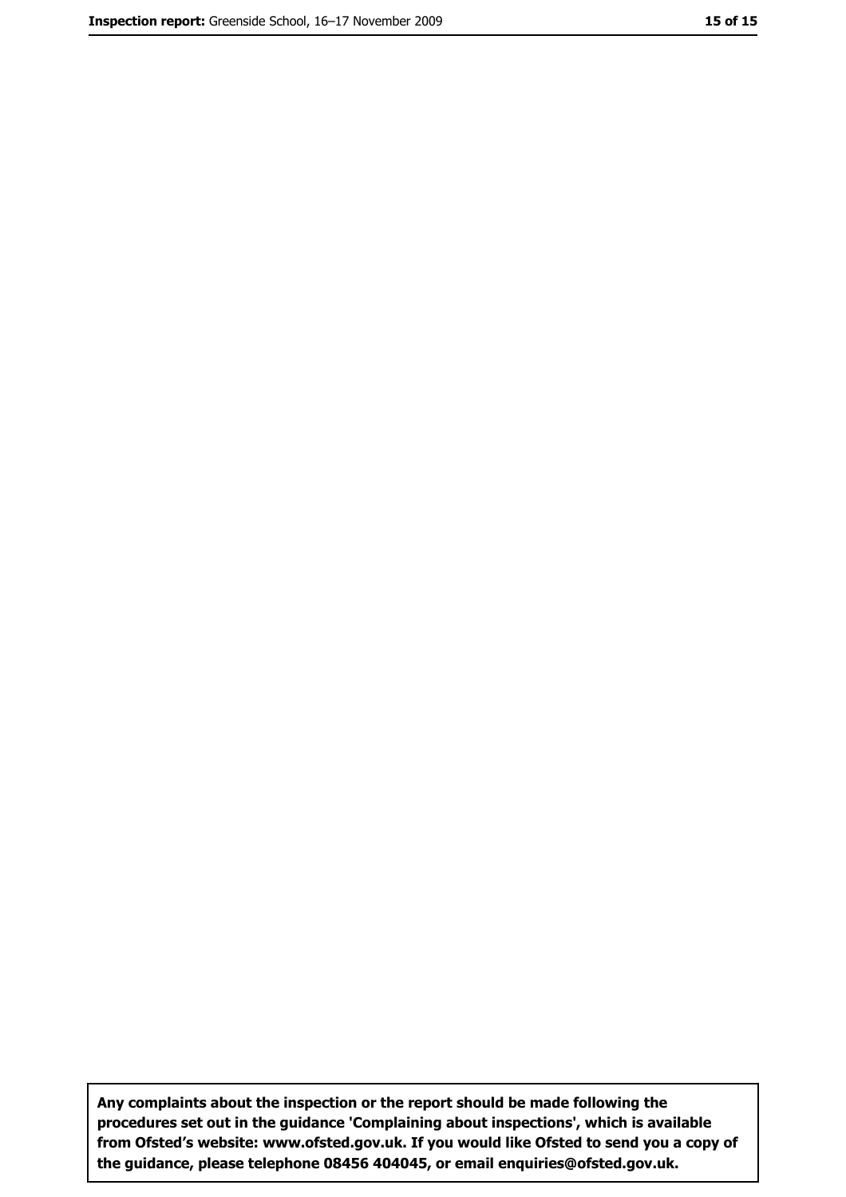**Any complaints about the inspection or the report should be made following the procedures set out in the guidance 'Complaining about inspections', which is available from Ofsted's website: www.ofsted.gov.uk. If you would like Ofsted to send you a copy of the guidance, please telephone 08456 404045, or email enquiries@ofsted.gov.uk.**